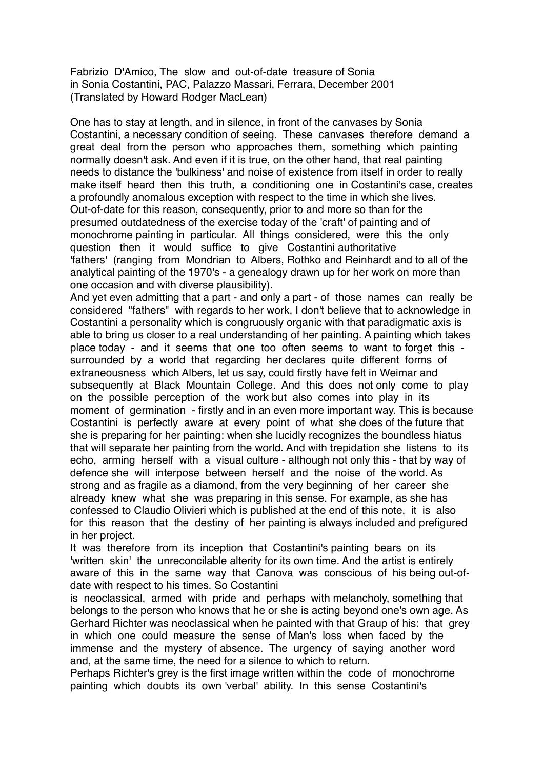Fabrizio D'Amico, The slow and out-of-date treasure of Sonia
in Sonia Costantini, PAC, Palazzo Massari, Ferrara, December 2001
(Translated by Howard Rodger MacLean)

One has to stay at length, and in silence, in front of the canvases by Sonia Costantini, a necessary condition of seeing. These canvases therefore demand a great deal from the person who approaches them, something which painting normally doesn't ask. And even if it is true, on the other hand, that real painting needs to distance the 'bulkiness' and noise of existence from itself in order to really make itself heard then this truth, a conditioning one in Costantini's case, creates a profoundly anomalous exception with respect to the time in which she lives. Out-of-date for this reason, consequently, prior to and more so than for the presumed outdatedness of the exercise today of the 'craft' of painting and of monochrome painting in particular. All things considered, were this the only question then it would suffice to give Costantini authoritative 'fathers' (ranging from Mondrian to Albers, Rothko and Reinhardt and to all of the analytical painting of the 1970's - a genealogy drawn up for her work on more than one occasion and with diverse plausibility).

And yet even admitting that a part - and only a part - of those names can really be considered "fathers" with regards to her work, I don't believe that to acknowledge in Costantini a personality which is congruously organic with that paradigmatic axis is able to bring us closer to a real understanding of her painting. A painting which takes place today - and it seems that one too often seems to want to forget this - surrounded by a world that regarding her declares quite different forms of extraneousness which Albers, let us say, could firstly have felt in Weimar and subsequently at Black Mountain College. And this does not only come to play on the possible perception of the work but also comes into play in its moment of germination - firstly and in an even more important way. This is because Costantini is perfectly aware at every point of what she does of the future that she is preparing for her painting: when she lucidly recognizes the boundless hiatus that will separate her painting from the world. And with trepidation she listens to its echo, arming herself with a visual culture - although not only this - that by way of defence she will interpose between herself and the noise of the world. As strong and as fragile as a diamond, from the very beginning of her career she already knew what she was preparing in this sense. For example, as she has confessed to Claudio Olivieri which is published at the end of this note, it is also for this reason that the destiny of her painting is always included and prefigured in her project.

It was therefore from its inception that Costantini's painting bears on its 'written skin' the unreconcilable alterity for its own time. And the artist is entirely aware of this in the same way that Canova was conscious of his being out-of-date with respect to his times. So Costantini is neoclassical, armed with pride and perhaps with melancholy, something that belongs to the person who knows that he or she is acting beyond one's own age. As Gerhard Richter was neoclassical when he painted with that Graup of his: that grey in which one could measure the sense of Man's loss when faced by the immense and the mystery of absence. The urgency of saying another word and, at the same time, the need for a silence to which to return.

Perhaps Richter's grey is the first image written within the code of monochrome painting which doubts its own 'verbal' ability. In this sense Costantini's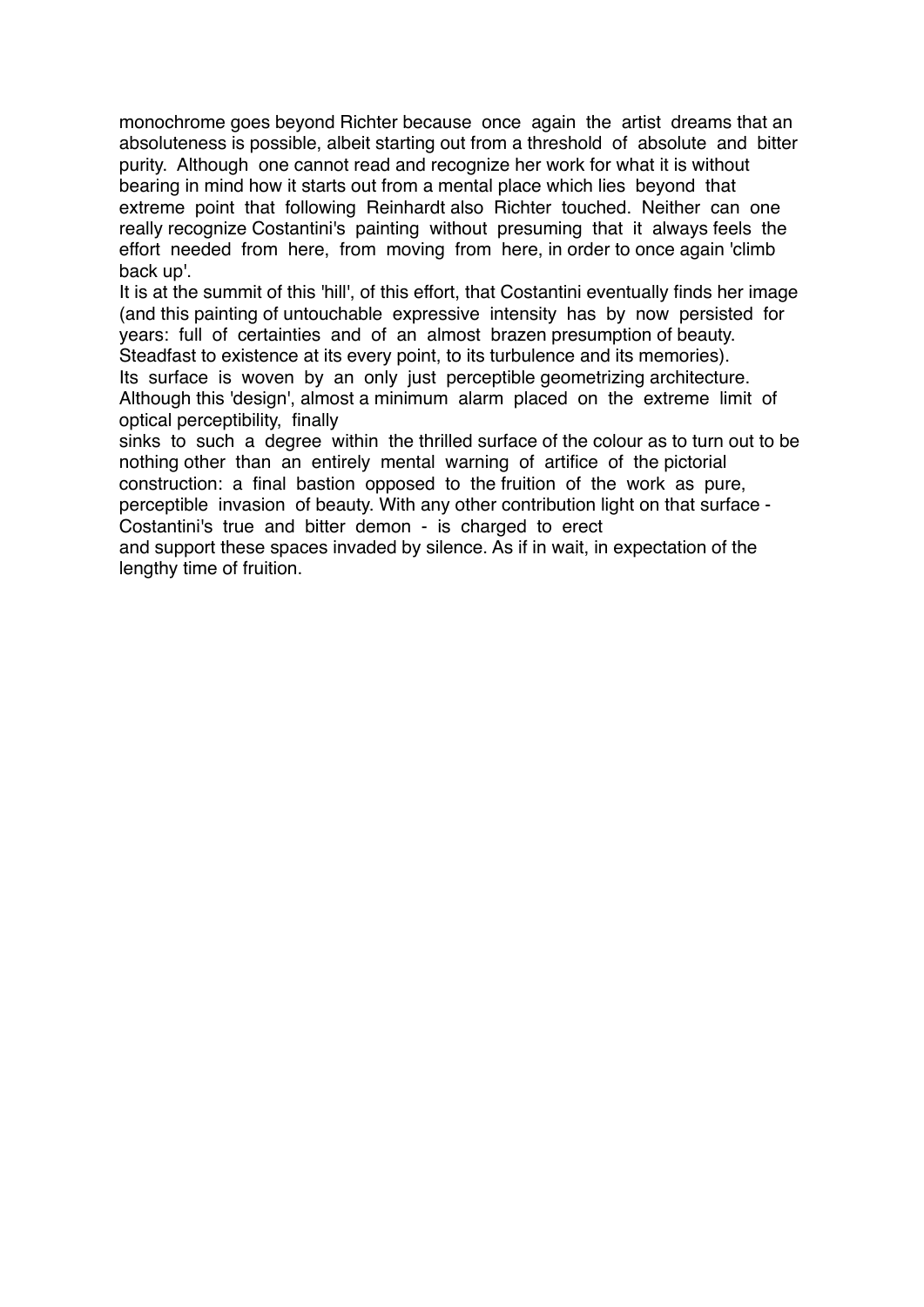monochrome goes beyond Richter because once again the artist dreams that an absoluteness is possible, albeit starting out from a threshold of absolute and bitter purity. Although one cannot read and recognize her work for what it is without bearing in mind how it starts out from a mental place which lies beyond that extreme point that following Reinhardt also Richter touched. Neither can one really recognize Costantini's painting without presuming that it always feels the effort needed from here, from moving from here, in order to once again 'climb back up'.

It is at the summit of this 'hill', of this effort, that Costantini eventually finds her image (and this painting of untouchable expressive intensity has by now persisted for years: full of certainties and of an almost brazen presumption of beauty. Steadfast to existence at its every point, to its turbulence and its memories).

Its surface is woven by an only just perceptible geometrizing architecture. Although this 'design', almost a minimum alarm placed on the extreme limit of optical perceptibility, finally sinks to such a degree within the thrilled surface of the colour as to turn out to be nothing other than an entirely mental warning of artifice of the pictorial construction: a final bastion opposed to the fruition of the work as pure, perceptible invasion of beauty. With any other contribution light on that surface - Costantini's true and bitter demon - is charged to erect and support these spaces invaded by silence. As if in wait, in expectation of the lengthy time of fruition.